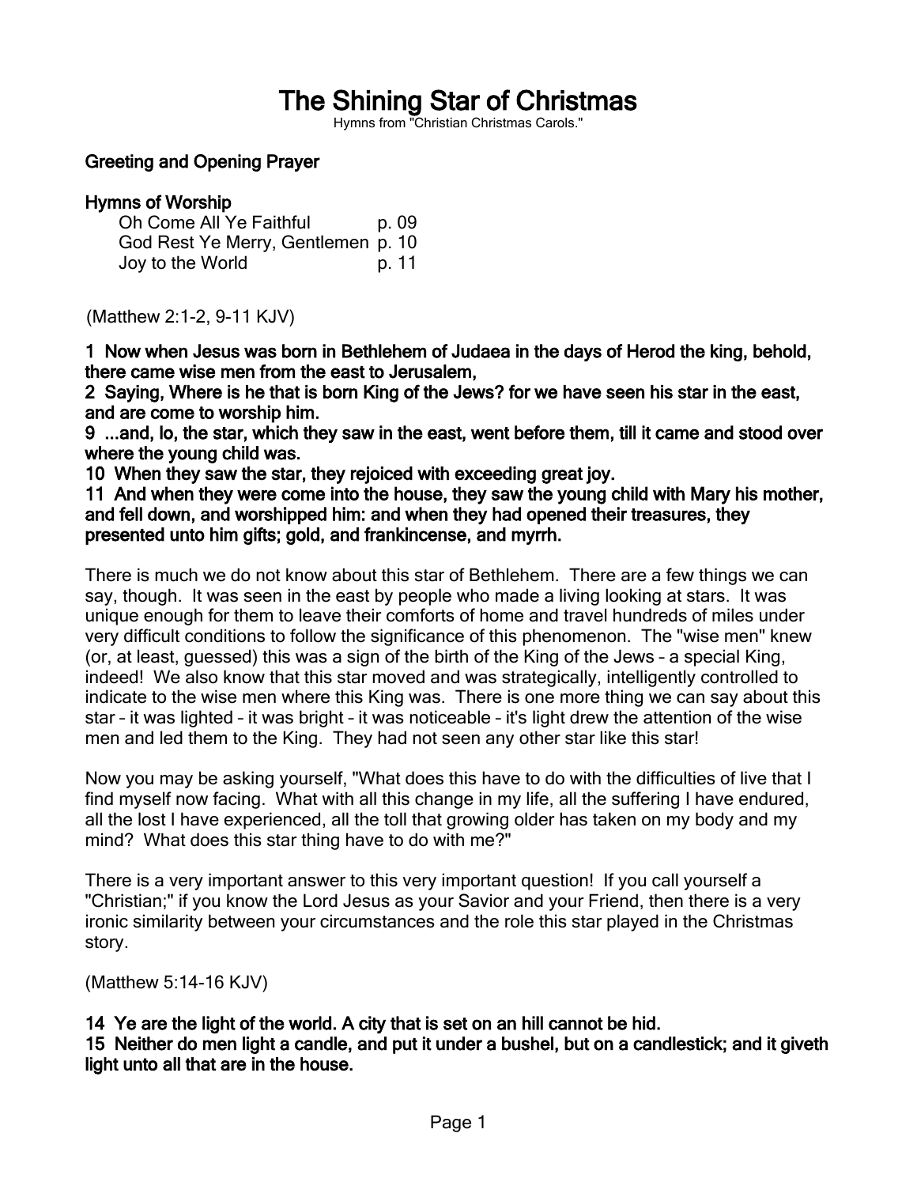# The Shining Star of Christmas

Hymns from "Christian Christmas Carols."

**Greeting and Opening Prayer**

**Hymns of Worship**

| | |
|---|---|
| Oh Come All Ye Faithful | p. 09 |
| God Rest Ye Merry, Gentlemen | p. 10 |
| Joy to the World | p. 11 |

(Matthew 2:1-2, 9-11 KJV)

**1 Now when Jesus was born in Bethlehem of Judaea in the days of Herod the king, behold, there came wise men from the east to Jerusalem,**
**2 Saying, Where is he that is born King of the Jews? for we have seen his star in the east, and are come to worship him.**
**9 ...and, lo, the star, which they saw in the east, went before them, till it came and stood over where the young child was.**
**10 When they saw the star, they rejoiced with exceeding great joy.**
**11 And when they were come into the house, they saw the young child with Mary his mother, and fell down, and worshipped him: and when they had opened their treasures, they presented unto him gifts; gold, and frankincense, and myrrh.**

There is much we do not know about this star of Bethlehem. There are a few things we can say, though. It was seen in the east by people who made a living looking at stars. It was unique enough for them to leave their comforts of home and travel hundreds of miles under very difficult conditions to follow the significance of this phenomenon. The "wise men" knew (or, at least, guessed) this was a sign of the birth of the King of the Jews – a special King, indeed! We also know that this star moved and was strategically, intelligently controlled to indicate to the wise men where this King was. There is one more thing we can say about this star – it was lighted – it was bright – it was noticeable – it's light drew the attention of the wise men and led them to the King. They had not seen any other star like this star!

Now you may be asking yourself, "What does this have to do with the difficulties of live that I find myself now facing. What with all this change in my life, all the suffering I have endured, all the lost I have experienced, all the toll that growing older has taken on my body and my mind? What does this star thing have to do with me?"

There is a very important answer to this very important question! If you call yourself a "Christian;" if you know the Lord Jesus as your Savior and your Friend, then there is a very ironic similarity between your circumstances and the role this star played in the Christmas story.

(Matthew 5:14-16 KJV)

**14 Ye are the light of the world. A city that is set on an hill cannot be hid.**
**15 Neither do men light a candle, and put it under a bushel, but on a candlestick; and it giveth light unto all that are in the house.**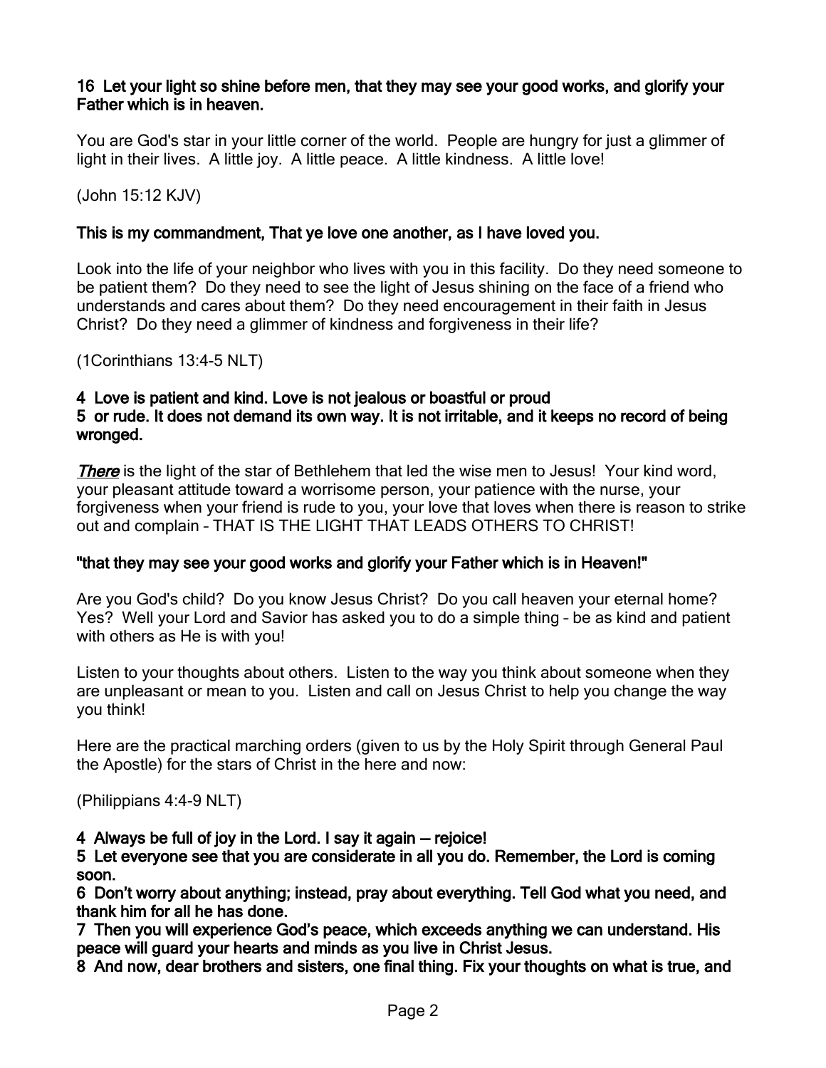**16 Let your light so shine before men, that they may see your good works, and glorify your Father which is in heaven.**

You are God's star in your little corner of the world. People are hungry for just a glimmer of light in their lives. A little joy. A little peace. A little kindness. A little love!

(John 15:12 KJV)

**This is my commandment, That ye love one another, as I have loved you.**

Look into the life of your neighbor who lives with you in this facility. Do they need someone to be patient them? Do they need to see the light of Jesus shining on the face of a friend who understands and cares about them? Do they need encouragement in their faith in Jesus Christ? Do they need a glimmer of kindness and forgiveness in their life?

(1Corinthians 13:4-5 NLT)

**4 Love is patient and kind. Love is not jealous or boastful or proud**
**5 or rude. It does not demand its own way. It is not irritable, and it keeps no record of being wronged.**

***There*** is the light of the star of Bethlehem that led the wise men to Jesus! Your kind word, your pleasant attitude toward a worrisome person, your patience with the nurse, your forgiveness when your friend is rude to you, your love that loves when there is reason to strike out and complain – THAT IS THE LIGHT THAT LEADS OTHERS TO CHRIST!

**"that they may see your good works and glorify your Father which is in Heaven!"**

Are you God's child? Do you know Jesus Christ? Do you call heaven your eternal home? Yes? Well your Lord and Savior has asked you to do a simple thing – be as kind and patient with others as He is with you!

Listen to your thoughts about others. Listen to the way you think about someone when they are unpleasant or mean to you. Listen and call on Jesus Christ to help you change the way you think!

Here are the practical marching orders (given to us by the Holy Spirit through General Paul the Apostle) for the stars of Christ in the here and now:

(Philippians 4:4-9 NLT)

**4 Always be full of joy in the Lord. I say it again — rejoice!**
**5 Let everyone see that you are considerate in all you do. Remember, the Lord is coming soon.**
**6 Don't worry about anything; instead, pray about everything. Tell God what you need, and thank him for all he has done.**
**7 Then you will experience God's peace, which exceeds anything we can understand. His peace will guard your hearts and minds as you live in Christ Jesus.**
**8 And now, dear brothers and sisters, one final thing. Fix your thoughts on what is true, and**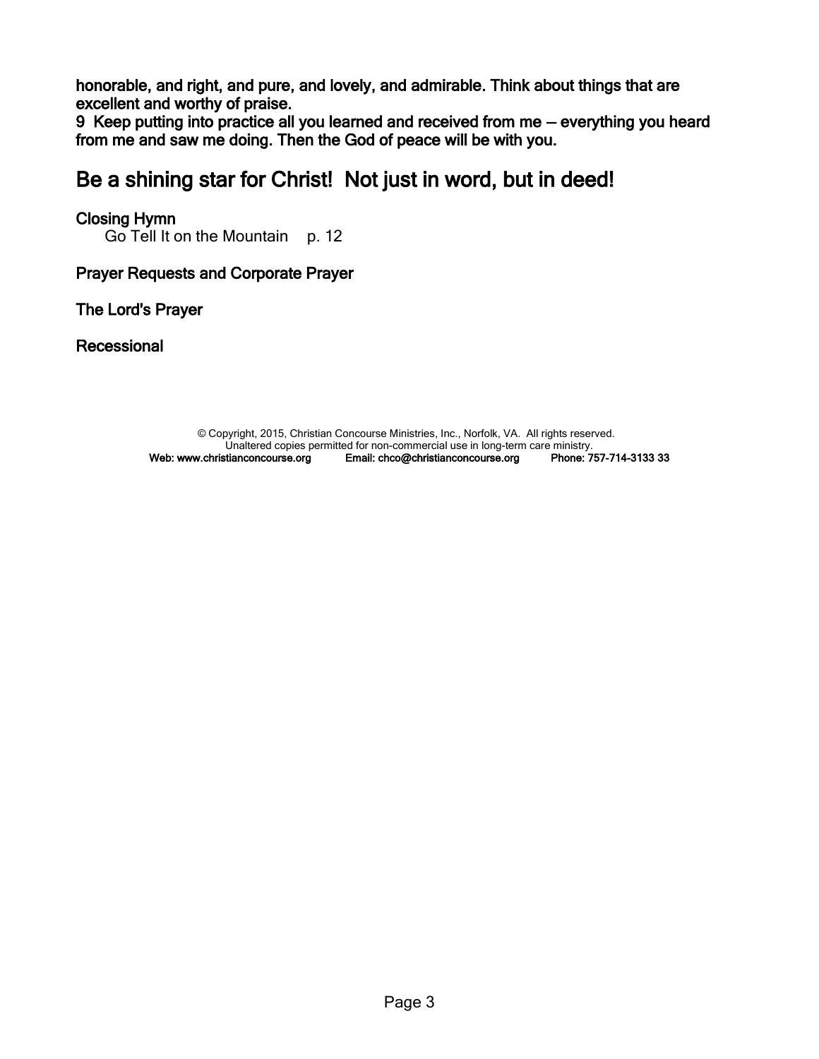**honorable, and right, and pure, and lovely, and admirable. Think about things that are excellent and worthy of praise.**
**9 Keep putting into practice all you learned and received from me — everything you heard from me and saw me doing. Then the God of peace will be with you.**

## Be a shining star for Christ! Not just in word, but in deed!

### Closing Hymn

Go Tell It on the Mountain p. 12

### Prayer Requests and Corporate Prayer

### The Lord's Prayer

### Recessional

© Copyright, 2015, Christian Concourse Ministries, Inc., Norfolk, VA. All rights reserved.
Unaltered copies permitted for non-commercial use in long-term care ministry.
**Web: www.christianconcourse.org Email: chco@christianconcourse.org Phone: 757-714-3133 33**